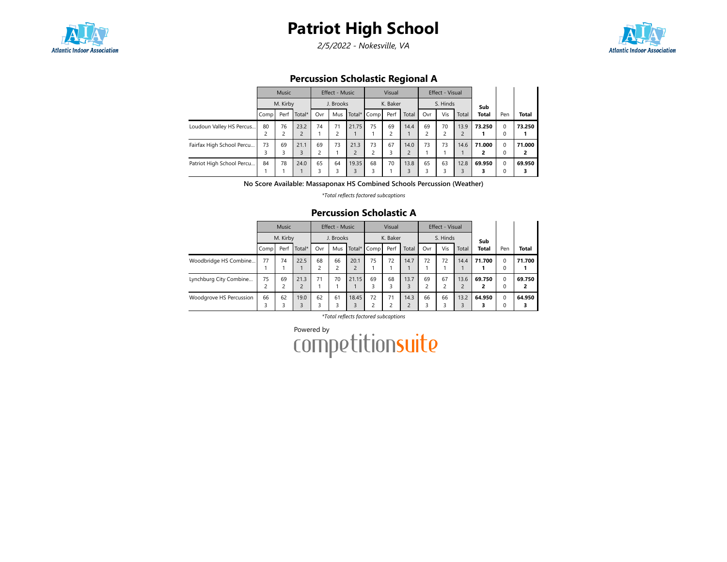# Patriot High School

*2/5/2022 - Nokesville, VA*

## Percussion Scholastic Regional A

| | Music | | | Effect - Music | | | Visual | | | Effect - Visual | | | Sub Total | Pen | Total |
|---|---|---|---|---|---|---|---|---|---|---|---|---|---|---|---|
| | M. Kirby | | | J. Brooks | | | K. Baker | | | S. Hinds | | | | | |
| | Comp | Perf | Total* | Ovr | Mus | Total* | Comp | Perf | Total | Ovr | Vis | Total | | | |
| Loudoun Valley HS Percus... | 80<br>2 | 76<br>2 | 23.2<br>2 | 74<br>1 | 71<br>2 | 21.75<br>1 | 75<br>1 | 69<br>2 | 14.4<br>1 | 69<br>2 | 70<br>2 | 13.9<br>2 | **73.250**<br>**1** | 0<br>0 | **73.250**<br>**1** |
| Fairfax High School Percu... | 73<br>3 | 69<br>3 | 21.1<br>3 | 69<br>2 | 73<br>1 | 21.3<br>2 | 73<br>2 | 67<br>3 | 14.0<br>2 | 73<br>1 | 73<br>1 | 14.6<br>1 | **71.000**<br>**2** | 0<br>0 | **71.000**<br>**2** |
| Patriot High School Percu... | 84<br>1 | 78<br>1 | 24.0<br>1 | 65<br>3 | 64<br>3 | 19.35<br>3 | 68<br>3 | 70<br>1 | 13.8<br>3 | 65<br>3 | 63<br>3 | 12.8<br>3 | **69.950**<br>**3** | 0<br>0 | **69.950**<br>**3** |

**No Score Available: Massaponax HS Combined Schools Percussion (Weather)**

*\*Total reflects factored subcaptions*

## Percussion Scholastic A

| | Music | | | Effect - Music | | | Visual | | | Effect - Visual | | | Sub Total | Pen | Total |
|---|---|---|---|---|---|---|---|---|---|---|---|---|---|---|---|
| | M. Kirby | | | J. Brooks | | | K. Baker | | | S. Hinds | | | | | |
| | Comp | Perf | Total* | Ovr | Mus | Total* | Comp | Perf | Total | Ovr | Vis | Total | | | |
| Woodbridge HS Combine... | 77<br>1 | 74<br>1 | 22.5<br>1 | 68<br>2 | 66<br>2 | 20.1<br>2 | 75<br>1 | 72<br>1 | 14.7<br>1 | 72<br>1 | 72<br>1 | 14.4<br>1 | **71.700**<br>**1** | 0<br>0 | **71.700**<br>**1** |
| Lynchburg City Combine... | 75<br>2 | 69<br>2 | 21.3<br>2 | 71<br>1 | 70<br>1 | 21.15<br>1 | 69<br>3 | 68<br>3 | 13.7<br>3 | 69<br>2 | 67<br>2 | 13.6<br>2 | **69.750**<br>**2** | 0<br>0 | **69.750**<br>**2** |
| Woodgrove HS Percussion | 66<br>3 | 62<br>3 | 19.0<br>3 | 62<br>3 | 61<br>3 | 18.45<br>3 | 72<br>2 | 71<br>2 | 14.3<br>2 | 66<br>3 | 66<br>3 | 13.2<br>3 | **64.950**<br>**3** | 0<br>0 | **64.950**<br>**3** |

*\*Total reflects factored subcaptions*

Powered by competitionsuite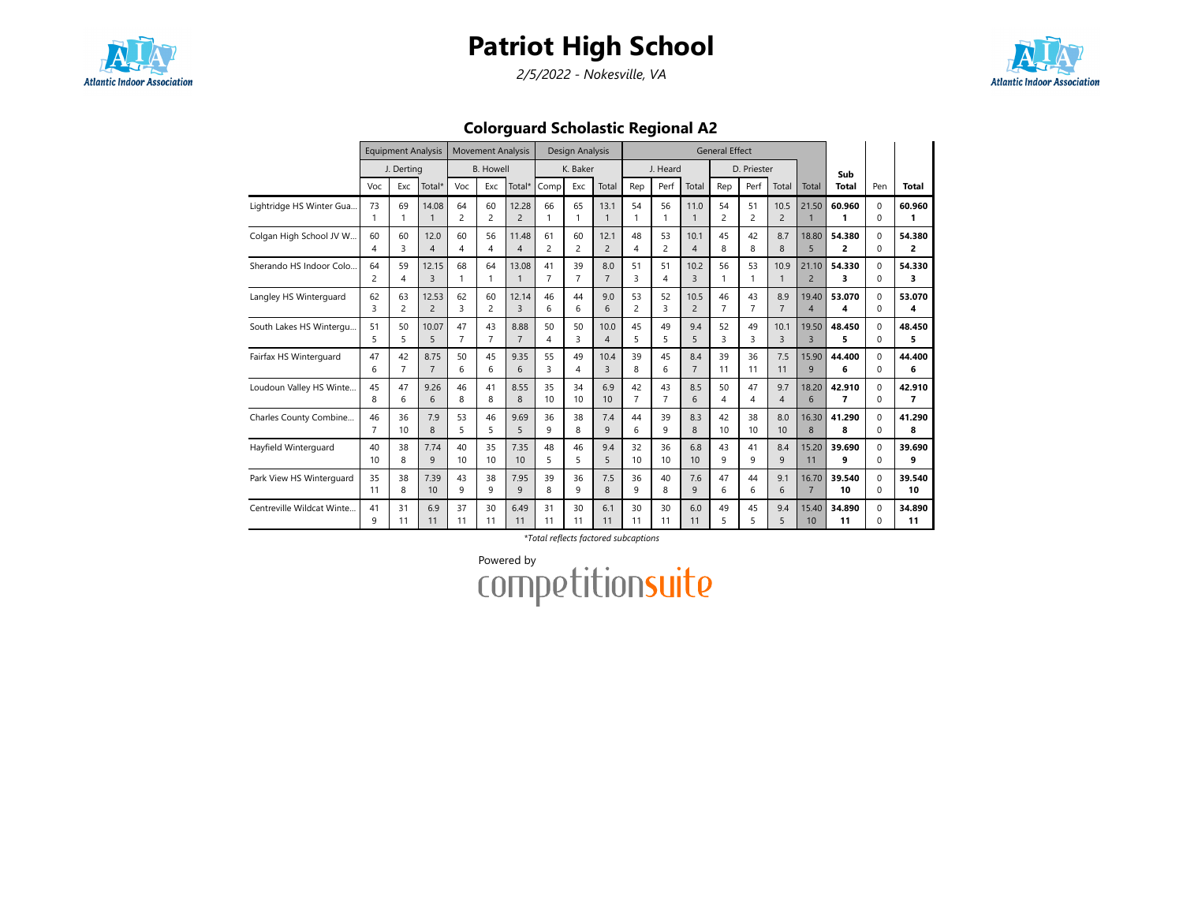# Patriot High School

*2/5/2022 - Nokesville, VA*

## Colorguard Scholastic Regional A2

| | Equipment Analysis | | | Movement Analysis | | | Design Analysis | | | General Effect | | | | | | | Sub Total | Pen | Total |
|---|---|---|---|---|---|---|---|---|---|---|---|---|---|---|---|---|---|---|---|
| | J. Derting | | | B. Howell | | | K. Baker | | | J. Heard | | | D. Priester | | | | | | |
| | Voc | Exc | Total* | Voc | Exc | Total* | Comp | Exc | Total | Rep | Perf | Total | Rep | Perf | Total | Total | | | |
| Lightridge HS Winter Gua... | 73<br>1 | 69<br>1 | 14.08<br>1 | 64<br>2 | 60<br>2 | 12.28<br>2 | 66<br>1 | 65<br>1 | 13.1<br>1 | 54<br>1 | 56<br>1 | 11.0<br>1 | 54<br>2 | 51<br>2 | 10.5<br>2 | 21.50<br>1 | **60.960<br>1** | 0<br>0 | **60.960<br>1** |
| Colgan High School JV W... | 60<br>4 | 60<br>3 | 12.0<br>4 | 60<br>4 | 56<br>4 | 11.48<br>4 | 61<br>2 | 60<br>2 | 12.1<br>2 | 48<br>4 | 53<br>2 | 10.1<br>4 | 45<br>8 | 42<br>8 | 8.7<br>8 | 18.80<br>5 | **54.380<br>2** | 0<br>0 | **54.380<br>2** |
| Sherando HS Indoor Colo... | 64<br>2 | 59<br>4 | 12.15<br>3 | 68<br>1 | 64<br>1 | 13.08<br>1 | 41<br>7 | 39<br>7 | 8.0<br>7 | 51<br>3 | 51<br>4 | 10.2<br>3 | 56<br>1 | 53<br>1 | 10.9<br>1 | 21.10<br>2 | **54.330<br>3** | 0<br>0 | **54.330<br>3** |
| Langley HS Winterguard | 62<br>3 | 63<br>2 | 12.53<br>2 | 62<br>3 | 60<br>2 | 12.14<br>3 | 46<br>6 | 44<br>6 | 9.0<br>6 | 53<br>2 | 52<br>3 | 10.5<br>2 | 46<br>7 | 43<br>7 | 8.9<br>7 | 19.40<br>4 | **53.070<br>4** | 0<br>0 | **53.070<br>4** |
| South Lakes HS Wintergu... | 51<br>5 | 50<br>5 | 10.07<br>5 | 47<br>7 | 43<br>7 | 8.88<br>7 | 50<br>4 | 50<br>3 | 10.0<br>4 | 45<br>5 | 49<br>5 | 9.4<br>5 | 52<br>3 | 49<br>3 | 10.1<br>3 | 19.50<br>3 | **48.450<br>5** | 0<br>0 | **48.450<br>5** |
| Fairfax HS Winterguard | 47<br>6 | 42<br>7 | 8.75<br>7 | 50<br>6 | 45<br>6 | 9.35<br>6 | 55<br>3 | 49<br>4 | 10.4<br>3 | 39<br>8 | 45<br>6 | 8.4<br>7 | 39<br>11 | 36<br>11 | 7.5<br>11 | 15.90<br>9 | **44.400<br>6** | 0<br>0 | **44.400<br>6** |
| Loudoun Valley HS Winte... | 45<br>8 | 47<br>6 | 9.26<br>6 | 46<br>8 | 41<br>8 | 8.55<br>8 | 35<br>10 | 34<br>10 | 6.9<br>10 | 42<br>7 | 43<br>7 | 8.5<br>6 | 50<br>4 | 47<br>4 | 9.7<br>4 | 18.20<br>6 | **42.910<br>7** | 0<br>0 | **42.910<br>7** |
| Charles County Combine... | 46<br>7 | 36<br>10 | 7.9<br>8 | 53<br>5 | 46<br>5 | 9.69<br>5 | 36<br>9 | 38<br>8 | 7.4<br>9 | 44<br>6 | 39<br>9 | 8.3<br>8 | 42<br>10 | 38<br>10 | 8.0<br>10 | 16.30<br>8 | **41.290<br>8** | 0<br>0 | **41.290<br>8** |
| Hayfield Winterguard | 40<br>10 | 38<br>8 | 7.74<br>9 | 40<br>10 | 35<br>10 | 7.35<br>10 | 48<br>5 | 46<br>5 | 9.4<br>5 | 32<br>10 | 36<br>10 | 6.8<br>10 | 43<br>9 | 41<br>9 | 8.4<br>9 | 15.20<br>11 | **39.690<br>9** | 0<br>0 | **39.690<br>9** |
| Park View HS Winterguard | 35<br>11 | 38<br>8 | 7.39<br>10 | 43<br>9 | 38<br>9 | 7.95<br>9 | 39<br>8 | 36<br>9 | 7.5<br>8 | 36<br>9 | 40<br>8 | 7.6<br>9 | 47<br>6 | 44<br>6 | 9.1<br>6 | 16.70<br>7 | **39.540<br>10** | 0<br>0 | **39.540<br>10** |
| Centreville Wildcat Winte... | 41<br>9 | 31<br>11 | 6.9<br>11 | 37<br>11 | 30<br>11 | 6.49<br>11 | 31<br>11 | 30<br>11 | 6.1<br>11 | 30<br>11 | 30<br>11 | 6.0<br>11 | 49<br>5 | 45<br>5 | 9.4<br>5 | 15.40<br>10 | **34.890<br>11** | 0<br>0 | **34.890<br>11** |

*Total reflects factored subcaptions

Powered by competitionsuite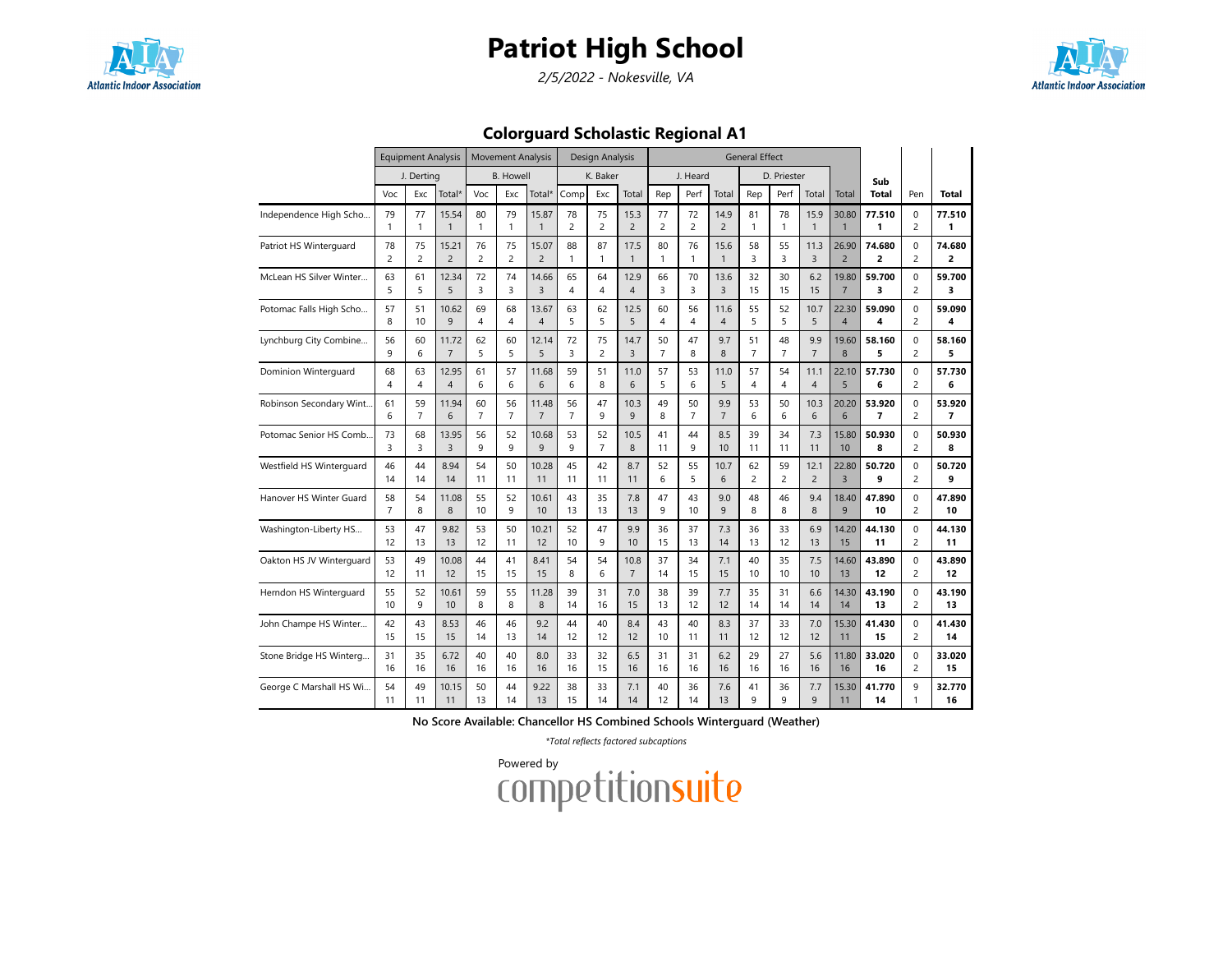# Patriot High School

*2/5/2022 - Nokesville, VA*

## Colorguard Scholastic Regional A1

| | Equipment Analysis | | | Movement Analysis | | | Design Analysis | | | General Effect | | | | | | | Sub | Pen | Total |
|---|---|---|---|---|---|---|---|---|---|---|---|---|---|---|---|---|---|---|---|
| | J. Derting | | | B. Howell | | | K. Baker | | | J. Heard | | | D. Priester | | | | | | |
| | Voc | Exc | Total* | Voc | Exc | Total* | Comp | Exc | Total | Rep | Perf | Total | Rep | Perf | Total | Total | Total | Pen | Total |
| Independence High Scho... | 79 1 | 77 1 | 15.54 1 | 80 1 | 79 1 | 15.87 1 | 78 2 | 75 2 | 15.3 2 | 77 2 | 72 2 | 14.9 2 | 81 1 | 78 1 | 15.9 1 | 30.80 1 | **77.510 1** | 0 2 | **77.510 1** |
| Patriot HS Winterguard | 78 2 | 75 2 | 15.21 2 | 76 2 | 75 2 | 15.07 2 | 88 1 | 87 1 | 17.5 1 | 80 1 | 76 1 | 15.6 1 | 58 3 | 55 3 | 11.3 3 | 26.90 2 | **74.680 2** | 0 2 | **74.680 2** |
| McLean HS Silver Winter... | 63 5 | 61 5 | 12.34 5 | 72 3 | 74 3 | 14.66 3 | 65 4 | 64 4 | 12.9 4 | 66 3 | 70 3 | 13.6 3 | 32 15 | 30 15 | 6.2 15 | 19.80 7 | **59.700 3** | 0 2 | **59.700 3** |
| Potomac Falls High Scho... | 57 8 | 51 10 | 10.62 9 | 69 4 | 68 4 | 13.67 4 | 63 5 | 62 5 | 12.5 5 | 60 4 | 56 4 | 11.6 4 | 55 5 | 52 5 | 10.7 5 | 22.30 4 | **59.090 4** | 0 2 | **59.090 4** |
| Lynchburg City Combine... | 56 9 | 60 6 | 11.72 7 | 62 5 | 60 5 | 12.14 5 | 72 3 | 75 2 | 14.7 3 | 50 7 | 47 8 | 9.7 8 | 51 7 | 48 7 | 9.9 7 | 19.60 8 | **58.160 5** | 0 2 | **58.160 5** |
| Dominion Winterguard | 68 4 | 63 4 | 12.95 4 | 61 6 | 57 6 | 11.68 6 | 59 6 | 51 8 | 11.0 6 | 57 5 | 53 6 | 11.0 5 | 57 4 | 54 4 | 11.1 4 | 22.10 5 | **57.730 6** | 0 2 | **57.730 6** |
| Robinson Secondary Wint... | 61 6 | 59 7 | 11.94 6 | 60 7 | 56 7 | 11.48 7 | 56 7 | 47 9 | 10.3 9 | 49 8 | 50 7 | 9.9 7 | 53 6 | 50 6 | 10.3 6 | 20.20 6 | **53.920 7** | 0 2 | **53.920 7** |
| Potomac Senior HS Comb... | 73 3 | 68 3 | 13.95 3 | 56 9 | 52 9 | 10.68 9 | 53 9 | 52 7 | 10.5 8 | 41 11 | 44 9 | 8.5 10 | 39 11 | 34 11 | 7.3 11 | 15.80 10 | **50.930 8** | 0 2 | **50.930 8** |
| Westfield HS Winterguard | 46 14 | 44 14 | 8.94 14 | 54 11 | 50 11 | 10.28 11 | 45 11 | 42 11 | 8.7 11 | 52 6 | 55 5 | 10.7 6 | 62 2 | 59 2 | 12.1 2 | 22.80 3 | **50.720 9** | 0 2 | **50.720 9** |
| Hanover HS Winter Guard | 58 7 | 54 8 | 11.08 8 | 55 10 | 52 9 | 10.61 10 | 43 13 | 35 13 | 7.8 13 | 47 9 | 43 10 | 9.0 9 | 48 8 | 46 8 | 9.4 8 | 18.40 9 | **47.890 10** | 0 2 | **47.890 10** |
| Washington-Liberty HS... | 53 12 | 47 13 | 9.82 13 | 53 12 | 50 11 | 10.21 12 | 52 10 | 47 9 | 9.9 10 | 36 15 | 37 13 | 7.3 14 | 36 13 | 33 12 | 6.9 13 | 14.20 15 | **44.130 11** | 0 2 | **44.130 11** |
| Oakton HS JV Winterguard | 53 12 | 49 11 | 10.08 12 | 44 15 | 41 15 | 8.41 15 | 54 8 | 54 6 | 10.8 7 | 37 14 | 34 15 | 7.1 15 | 40 10 | 35 10 | 7.5 10 | 14.60 13 | **43.890 12** | 0 2 | **43.890 12** |
| Herndon HS Winterguard | 55 10 | 52 9 | 10.61 10 | 59 8 | 55 8 | 11.28 8 | 39 14 | 31 16 | 7.0 15 | 38 13 | 39 12 | 7.7 12 | 35 14 | 31 14 | 6.6 14 | 14.30 14 | **43.190 13** | 0 2 | **43.190 13** |
| John Champe HS Winter... | 42 15 | 43 15 | 8.53 15 | 46 14 | 46 13 | 9.2 14 | 44 12 | 40 12 | 8.4 12 | 43 10 | 40 11 | 8.3 11 | 37 12 | 33 12 | 7.0 12 | 15.30 11 | **41.430 15** | 0 2 | **41.430 14** |
| Stone Bridge HS Winterg... | 31 16 | 35 16 | 6.72 16 | 40 16 | 40 16 | 8.0 16 | 33 16 | 32 15 | 6.5 16 | 31 16 | 31 16 | 6.2 16 | 29 16 | 27 16 | 5.6 16 | 11.80 16 | **33.020 16** | 0 2 | **33.020 15** |
| George C Marshall HS Wi... | 54 11 | 49 11 | 10.15 11 | 50 13 | 44 14 | 9.22 13 | 38 15 | 33 14 | 7.1 14 | 40 12 | 36 14 | 7.6 13 | 41 9 | 36 9 | 7.7 9 | 15.30 11 | **41.770 14** | 9 1 | **32.770 16** |

**No Score Available: Chancellor HS Combined Schools Winterguard (Weather)**

*\*Total reflects factored subcaptions*

Powered by competitionsuite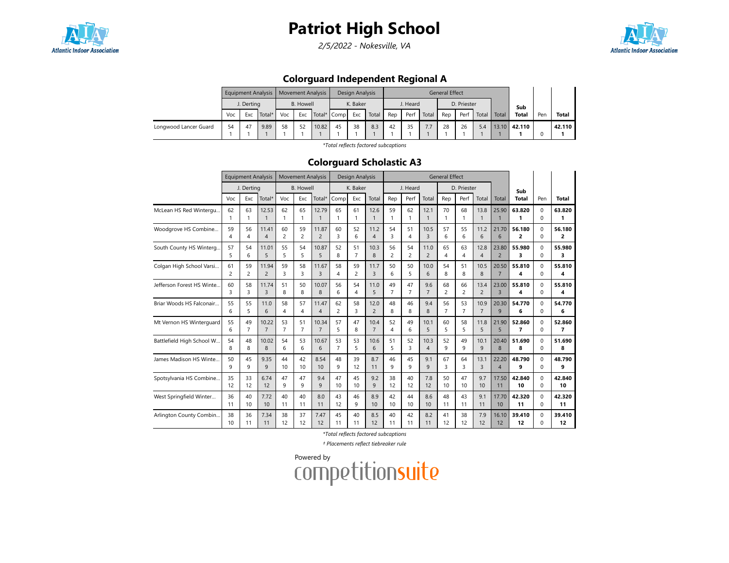# Patriot High School

*2/5/2022 - Nokesville, VA*

## Colorguard Independent Regional A

| | Equipment Analysis | | | Movement Analysis | | | Design Analysis | | | General Effect | | | | | | | Sub Total | Pen | Total |
|---|---|---|---|---|---|---|---|---|---|---|---|---|---|---|---|---|---|---|---|
| | J. Derting | | | B. Howell | | | K. Baker | | | J. Heard | | | D. Priester | | | | | | |
| | Voc | Exc | Total* | Voc | Exc | Total* | Comp | Exc | Total | Rep | Perf | Total | Rep | Perf | Total | Total | | | |
| Longwood Lancer Guard | 54 1 | 47 1 | 9.89 1 | 58 1 | 52 1 | 10.82 1 | 45 1 | 38 1 | 8.3 1 | 42 1 | 35 1 | 7.7 1 | 28 1 | 26 1 | 5.4 1 | 13.10 1 | **42.110 1** | 0 | **42.110 1** |

*\*Total reflects factored subcaptions*

## Colorguard Scholastic A3

| | Equipment Analysis | | | Movement Analysis | | | Design Analysis | | | General Effect | | | | | | | Sub Total | Pen | Total |
|---|---|---|---|---|---|---|---|---|---|---|---|---|---|---|---|---|---|---|---|
| | J. Derting | | | B. Howell | | | K. Baker | | | J. Heard | | | D. Priester | | | | | | |
| | Voc | Exc | Total* | Voc | Exc | Total* | Comp | Exc | Total | Rep | Perf | Total | Rep | Perf | Total | Total | | | |
| McLean HS Red Wintergu... | 62 1 | 63 1 | 12.53 1 | 62 1 | 65 1 | 12.79 1 | 65 1 | 61 1 | 12.6 1 | 59 1 | 62 1 | 12.1 1 | 70 1 | 68 1 | 13.8 1 | 25.90 1 | **63.820 1** | 0 0 | **63.820 1** |
| Woodgrove HS Combine... | 59 4 | 56 4 | 11.41 4 | 60 2 | 59 2 | 11.87 2 | 60 3 | 52 6 | 11.2 4 | 54 3 | 51 4 | 10.5 3 | 57 6 | 55 6 | 11.2 6 | 21.70 6 | **56.180 2** | 0 0 | **56.180 2** |
| South County HS Winterg... | 57 5 | 54 6 | 11.01 5 | 55 5 | 54 5 | 10.87 5 | 52 8 | 51 7 | 10.3 8 | 56 2 | 54 2 | 11.0 2 | 65 4 | 63 4 | 12.8 4 | 23.80 2 | **55.980 3** | 0 0 | **55.980 3** |
| Colgan High School Varsi... | 61 2 | 59 2 | 11.94 2 | 59 3 | 58 3 | 11.67 3 | 58 4 | 59 2 | 11.7 3 | 50 6 | 50 5 | 10.0 6 | 54 8 | 51 8 | 10.5 8 | 20.50 7 | **55.810 4** | 0 0 | **55.810 4** |
| Jefferson Forest HS Winte... | 60 3 | 58 3 | 11.74 3 | 51 8 | 50 8 | 10.07 8 | 56 6 | 54 4 | 11.0 5 | 49 7 | 47 7 | 9.6 7 | 68 2 | 66 2 | 13.4 2 | 23.00 3 | **55.810 4** | 0 0 | **55.810 4** |
| Briar Woods HS Falconair... | 55 6 | 55 5 | 11.0 6 | 58 4 | 57 4 | 11.47 4 | 62 2 | 58 3 | 12.0 2 | 48 8 | 46 8 | 9.4 8 | 56 7 | 53 7 | 10.9 7 | 20.30 9 | **54.770 6** | 0 0 | **54.770 6** |
| Mt Vernon HS Winterguard | 55 6 | 49 7 | 10.22 7 | 53 7 | 51 7 | 10.34 7 | 57 5 | 47 8 | 10.4 7 | 52 4 | 49 6 | 10.1 5 | 60 5 | 58 5 | 11.8 5 | 21.90 5 | **52.860 7** | 0 0 | **52.860 7** |
| Battlefield High School W... | 54 8 | 48 8 | 10.02 8 | 54 6 | 53 6 | 10.67 6 | 53 7 | 53 5 | 10.6 6 | 51 5 | 52 3 | 10.3 4 | 52 9 | 49 9 | 10.1 9 | 20.40 8 | **51.690 8** | 0 0 | **51.690 8** |
| James Madison HS Winte... | 50 9 | 45 9 | 9.35 9 | 44 10 | 42 10 | 8.54 10 | 48 9 | 39 12 | 8.7 11 | 46 9 | 45 9 | 9.1 9 | 67 3 | 64 3 | 13.1 3 | 22.20 4 | **48.790 9** | 0 0 | **48.790 9** |
| Spotsylvania HS Combine... | 35 12 | 33 12 | 6.74 12 | 47 9 | 47 9 | 9.4 9 | 47 10 | 45 10 | 9.2 9 | 38 12 | 40 12 | 7.8 12 | 50 10 | 47 10 | 9.7 10 | 17.50 11 | **42.840 10** | 0 0 | **42.840 10** |
| West Springfield Winter... | 36 11 | 40 10 | 7.72 10 | 40 11 | 40 11 | 8.0 11 | 43 12 | 46 9 | 8.9 10 | 42 10 | 44 10 | 8.6 10 | 48 11 | 43 11 | 9.1 11 | 17.70 10 | **42.320 11** | 0 0 | **42.320 11** |
| Arlington County Combin... | 38 10 | 36 11 | 7.34 11 | 38 12 | 37 12 | 7.47 12 | 45 11 | 40 11 | 8.5 12 | 40 11 | 42 11 | 8.2 11 | 41 12 | 38 12 | 7.9 12 | 16.10 12 | **39.410 12** | 0 0 | **39.410 12** |

*\*Total reflects factored subcaptions*

*† Placements reflect tiebreaker rule*

Powered by competitionsuite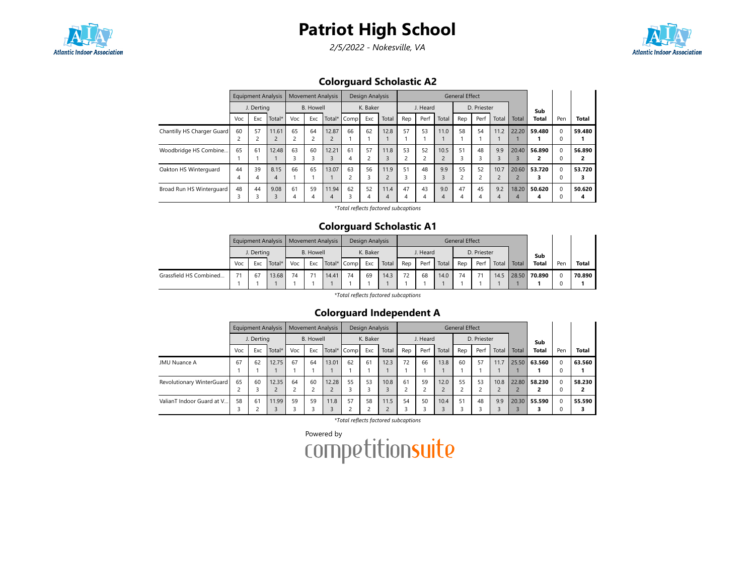# Patriot High School

*2/5/2022 - Nokesville, VA*

## Colorguard Scholastic A2

| | Equipment Analysis | | | Movement Analysis | | | Design Analysis | | | General Effect | | | | | | | Sub | | |
|---|---|---|---|---|---|---|---|---|---|---|---|---|---|---|---|---|---|---|---|
| | J. Derting | | | B. Howell | | | K. Baker | | | J. Heard | | | D. Priester | | | | | | |
| | Voc | Exc | Total* | Voc | Exc | Total* | Comp | Exc | Total | Rep | Perf | Total | Rep | Perf | Total | Total | Total | Pen | Total |
| Chantilly HS Charger Guard | 60<br>2 | 57<br>2 | 11.61<br>2 | 65<br>2 | 64<br>2 | 12.87<br>2 | 66<br>1 | 62<br>1 | 12.8<br>1 | 57<br>1 | 53<br>1 | 11.0<br>1 | 58<br>1 | 54<br>1 | 11.2<br>1 | 22.20<br>1 | **59.480**<br>**1** | 0<br>0 | **59.480**<br>**1** |
| Woodbridge HS Combine... | 65<br>1 | 61<br>1 | 12.48<br>1 | 63<br>3 | 60<br>3 | 12.21<br>3 | 61<br>4 | 57<br>2 | 11.8<br>3 | 53<br>2 | 52<br>2 | 10.5<br>2 | 51<br>3 | 48<br>3 | 9.9<br>3 | 20.40<br>3 | **56.890**<br>**2** | 0<br>0 | **56.890**<br>**2** |
| Oakton HS Winterguard | 44<br>4 | 39<br>4 | 8.15<br>4 | 66<br>1 | 65<br>1 | 13.07<br>1 | 63<br>2 | 56<br>3 | 11.9<br>2 | 51<br>3 | 48<br>3 | 9.9<br>3 | 55<br>2 | 52<br>2 | 10.7<br>2 | 20.60<br>2 | **53.720**<br>**3** | 0<br>0 | **53.720**<br>**3** |
| Broad Run HS Winterguard | 48<br>3 | 44<br>3 | 9.08<br>3 | 61<br>4 | 59<br>4 | 11.94<br>4 | 62<br>3 | 52<br>4 | 11.4<br>4 | 47<br>4 | 43<br>4 | 9.0<br>4 | 47<br>4 | 45<br>4 | 9.2<br>4 | 18.20<br>4 | **50.620**<br>**4** | 0<br>0 | **50.620**<br>**4** |

*\*Total reflects factored subcaptions*

## Colorguard Scholastic A1

| | Equipment Analysis | | | Movement Analysis | | | Design Analysis | | | General Effect | | | | | | | Sub | | |
|---|---|---|---|---|---|---|---|---|---|---|---|---|---|---|---|---|---|---|---|
| | J. Derting | | | B. Howell | | | K. Baker | | | J. Heard | | | D. Priester | | | | | | |
| | Voc | Exc | Total* | Voc | Exc | Total* | Comp | Exc | Total | Rep | Perf | Total | Rep | Perf | Total | Total | Total | Pen | Total |
| Grassfield HS Combined... | 71<br>1 | 67<br>1 | 13.68<br>1 | 74<br>1 | 71<br>1 | 14.41<br>1 | 74<br>1 | 69<br>1 | 14.3<br>1 | 72<br>1 | 68<br>1 | 14.0<br>1 | 74<br>1 | 71<br>1 | 14.5<br>1 | 28.50<br>1 | **70.890**<br>**1** | 0<br>0 | **70.890**<br>**1** |

*\*Total reflects factored subcaptions*

## Colorguard Independent A

| | Equipment Analysis | | | Movement Analysis | | | Design Analysis | | | General Effect | | | | | | | Sub | | |
|---|---|---|---|---|---|---|---|---|---|---|---|---|---|---|---|---|---|---|---|
| | J. Derting | | | B. Howell | | | K. Baker | | | J. Heard | | | D. Priester | | | | | | |
| | Voc | Exc | Total* | Voc | Exc | Total* | Comp | Exc | Total | Rep | Perf | Total | Rep | Perf | Total | Total | Total | Pen | Total |
| JMU Nuance A | 67<br>1 | 62<br>1 | 12.75<br>1 | 67<br>1 | 64<br>1 | 13.01<br>1 | 62<br>1 | 61<br>1 | 12.3<br>1 | 72<br>1 | 66<br>1 | 13.8<br>1 | 60<br>1 | 57<br>1 | 11.7<br>1 | 25.50<br>1 | **63.560**<br>**1** | 0<br>0 | **63.560**<br>**1** |
| Revolutionary WinterGuard | 65<br>2 | 60<br>3 | 12.35<br>2 | 64<br>2 | 60<br>2 | 12.28<br>2 | 55<br>3 | 53<br>3 | 10.8<br>3 | 61<br>2 | 59<br>2 | 12.0<br>2 | 55<br>2 | 53<br>2 | 10.8<br>2 | 22.80<br>2 | **58.230**<br>**2** | 0<br>0 | **58.230**<br>**2** |
| ValianT Indoor Guard at V... | 58<br>3 | 61<br>2 | 11.99<br>3 | 59<br>3 | 59<br>3 | 11.8<br>3 | 57<br>2 | 58<br>2 | 11.5<br>2 | 54<br>3 | 50<br>3 | 10.4<br>3 | 51<br>3 | 48<br>3 | 9.9<br>3 | 20.30<br>3 | **55.590**<br>**3** | 0<br>0 | **55.590**<br>**3** |

*\*Total reflects factored subcaptions*

Powered by competitionsuite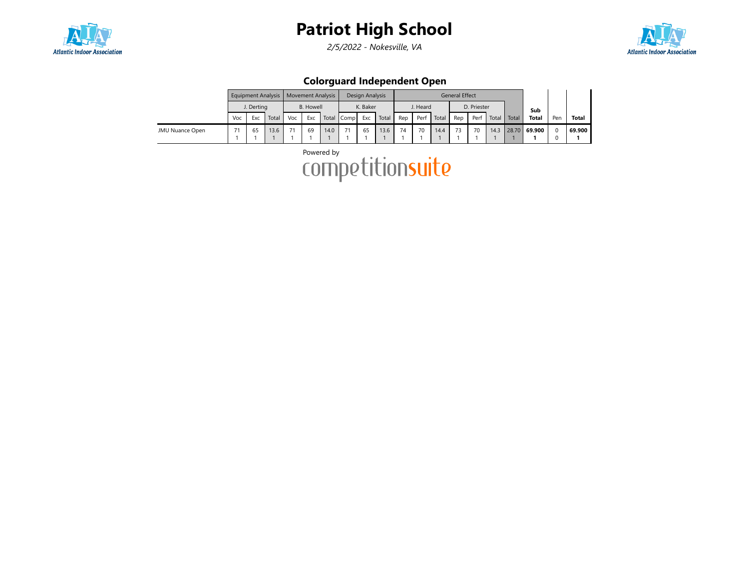# Patriot High School

*2/5/2022 - Nokesville, VA*

## Colorguard Independent Open

| | Equipment Analysis | | | Movement Analysis | | | Design Analysis | | | General Effect | | | | | | | | | |
|---|---|---|---|---|---|---|---|---|---|---|---|---|---|---|---|---|---|---|---|
| | J. Derting | | | B. Howell | | | K. Baker | | | J. Heard | | | D. Priester | | | | | | |
| | Voc | Exc | Total | Voc | Exc | Total | Comp | Exc | Total | Rep | Perf | Total | Rep | Perf | Total | Total | **Sub Total** | Pen | **Total** |
| JMU Nuance Open | 71<br>1 | 65<br>1 | 13.6<br>1 | 71<br>1 | 69<br>1 | 14.0<br>1 | 71<br>1 | 65<br>1 | 13.6<br>1 | 74<br>1 | 70<br>1 | 14.4<br>1 | 73<br>1 | 70<br>1 | 14.3<br>1 | 28.70<br>1 | **69.900**<br>**1** | 0<br>0 | **69.900**<br>**1** |

Powered by competitionsuite